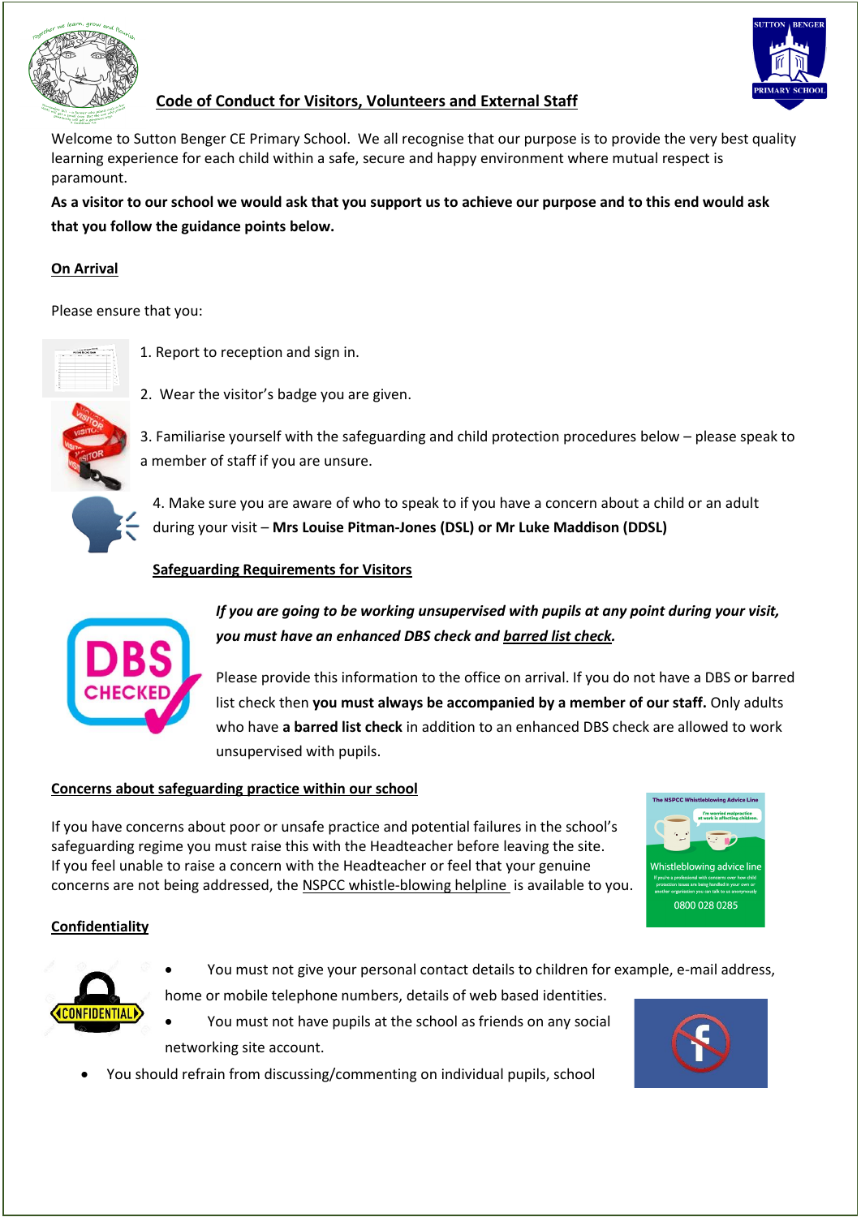## Code of Conduct for Visitors, Volunteers and External Staff

Welcome to Sutton Benger CE Primary School. We all recognise that our purpose is to provide the very best quality learning experience for each child within a safe, secure and happy environment where mutual respect is paramount.

**As a visitor to our school we would ask that you support us to achieve our purpose and to this end would ask that you follow the guidance points below.**

### On Arrival

Please ensure that you:

1. Report to reception and sign in.
2. Wear the visitor's badge you are given.
3. Familiarise yourself with the safeguarding and child protection procedures below – please speak to a member of staff if you are unsure.
4. Make sure you are aware of who to speak to if you have a concern about a child or an adult during your visit – **Mrs Louise Pitman-Jones (DSL) or Mr Luke Maddison (DDSL)**

### Safeguarding Requirements for Visitors

***If you are going to be working unsupervised with pupils at any point during your visit, you must have an enhanced DBS check and barred list check.***

Please provide this information to the office on arrival. If you do not have a DBS or barred list check then **you must always be accompanied by a member of our staff.** Only adults who have **a barred list check** in addition to an enhanced DBS check are allowed to work unsupervised with pupils.

### Concerns about safeguarding practice within our school

If you have concerns about poor or unsafe practice and potential failures in the school's safeguarding regime you must raise this with the Headteacher before leaving the site.
If you feel unable to raise a concern with the Headteacher or feel that your genuine concerns are not being addressed, the NSPCC whistle-blowing helpline is available to you.

### Confidentiality

- You must not give your personal contact details to children for example, e-mail address, home or mobile telephone numbers, details of web based identities.
- You must not have pupils at the school as friends on any social networking site account.
- You should refrain from discussing/commenting on individual pupils, school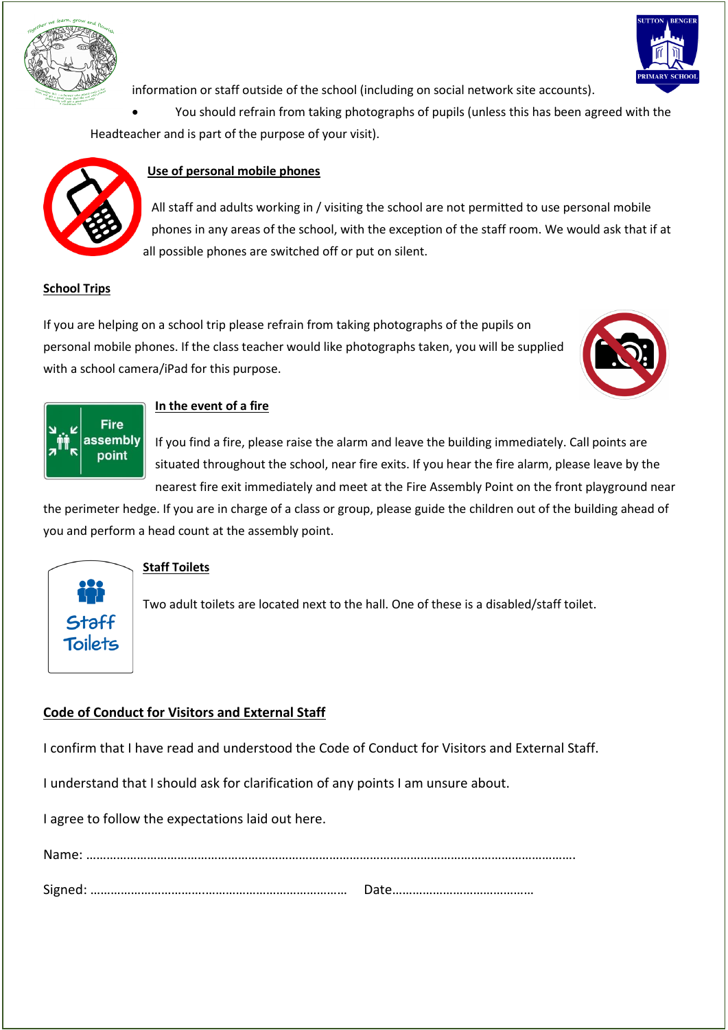information or staff outside of the school (including on social network site accounts).

- You should refrain from taking photographs of pupils (unless this has been agreed with the Headteacher and is part of the purpose of your visit).

**Use of personal mobile phones**

All staff and adults working in / visiting the school are not permitted to use personal mobile phones in any areas of the school, with the exception of the staff room. We would ask that if at all possible phones are switched off or put on silent.

**School Trips**

If you are helping on a school trip please refrain from taking photographs of the pupils on personal mobile phones. If the class teacher would like photographs taken, you will be supplied with a school camera/iPad for this purpose.

**In the event of a fire**

If you find a fire, please raise the alarm and leave the building immediately. Call points are situated throughout the school, near fire exits. If you hear the fire alarm, please leave by the nearest fire exit immediately and meet at the Fire Assembly Point on the front playground near the perimeter hedge. If you are in charge of a class or group, please guide the children out of the building ahead of you and perform a head count at the assembly point.

**Staff Toilets**

Two adult toilets are located next to the hall. One of these is a disabled/staff toilet.

**Code of Conduct for Visitors and External Staff**

I confirm that I have read and understood the Code of Conduct for Visitors and External Staff.

I understand that I should ask for clarification of any points I am unsure about.

I agree to follow the expectations laid out here.

Name: ……………………………………………………………………………………………………………………………….

Signed: ………………………………………………………………… Date……………………………………